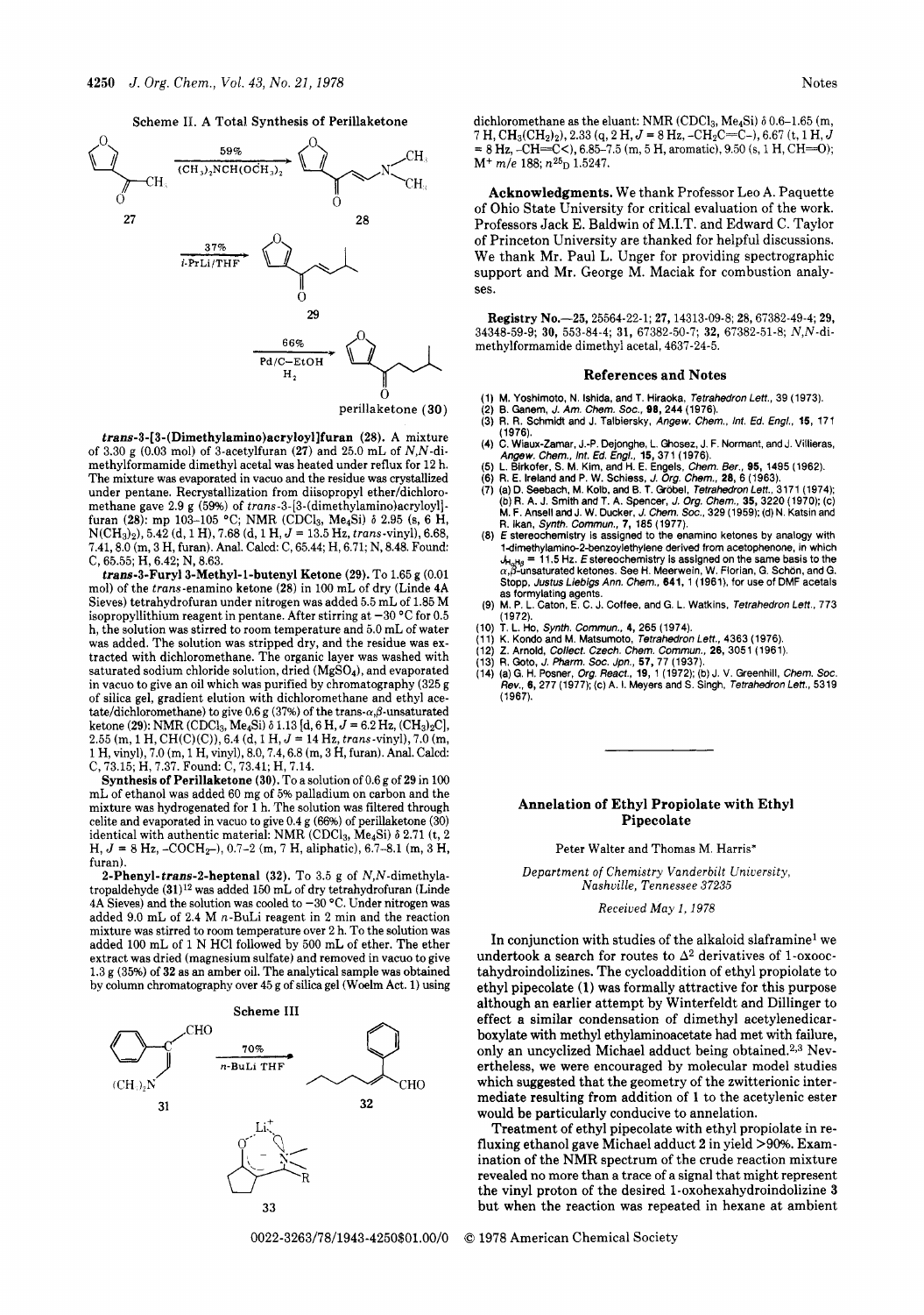Scheme II. A Total Synthesis of Perillaketone

27 → (59%, $(CH_3)_2NCH(OCH_3)_2$) → 28 → (37%, *i*-PrLi/THF) → 29 → (66%, Pd/C–EtOH, $H_2$) → perillaketone (30)

***trans*-3-[3-(Dimethylamino)acryloyl]furan (28).** A mixture of 3.30 g (0.03 mol) of 3-acetylfuran (27) and 25.0 mL of *N*,*N*-dimethylformamide dimethyl acetal was heated under reflux for 12 h. The mixture was evaporated in vacuo and the residue was crystallized under pentane. Recrystallization from diisopropyl ether/dichloromethane gave 2.9 g (59%) of *trans*-3-[3-(dimethylamino)acryloyl]furan (28): mp 103–105 °C; NMR ($CDCl_3$, $Me_4Si$) δ 2.95 (s, 6 H, $N(CH_3)_2$), 5.42 (d, 1 H), 7.68 (d, 1 H, $J$ = 13.5 Hz, *trans*-vinyl), 6.68, 7.41, 8.0 (m, 3 H, furan). Anal. Calcd: C, 65.44; H, 6.71; N, 8.48. Found: C, 65.55; H, 6.42; N, 8.63.

***trans*-3-Furyl 3-Methyl-1-butenyl Ketone (29).** To 1.65 g (0.01 mol) of the *trans*-enamino ketone (28) in 100 mL of dry (Linde 4A Sieves) tetrahydrofuran under nitrogen was added 5.5 mL of 1.85 M isopropyllithium reagent in pentane. After stirring at −30 °C for 0.5 h, the solution was stirred to room temperature and 5.0 mL of water was added. The solution was stripped dry, and the residue was extracted with dichloromethane. The organic layer was washed with saturated sodium chloride solution, dried ($MgSO_4$), and evaporated in vacuo to give an oil which was purified by chromatography (325 g of silica gel, gradient elution with dichloromethane and ethyl acetate/dichloromethane) to give 0.6 g (37%) of the trans-α,β-unsaturated ketone (29): NMR ($CDCl_3$, $Me_4Si$) δ 1.13 [d, 6 H, $J$ = 6.2 Hz, $(CH_3)_2C$], 2.55 (m, 1 H, CH(C)(C)), 6.4 (d, 1 H, $J$ = 14 Hz, *trans*-vinyl), 7.0 (m, 1 H, vinyl), 7.0 (m, 1 H, vinyl), 8.0, 7.4, 6.8 (m, 3 H, furan). Anal. Calcd: C, 73.15; H, 7.37. Found: C, 73.41; H, 7.14.

**Synthesis of Perillaketone (30).** To a solution of 0.6 g of 29 in 100 mL of ethanol was added 60 mg of 5% palladium on carbon and the mixture was hydrogenated for 1 h. The solution was filtered through celite and evaporated in vacuo to give 0.4 g (66%) of perillaketone (30) identical with authentic material: NMR ($CDCl_3$, $Me_4Si$) δ 2.71 (t, 2 H, $J$ = 8 Hz, $-COCH_2-$), 0.7–2 (m, 7 H, aliphatic), 6.7–8.1 (m, 3 H, furan).

**2-Phenyl-*trans*-2-heptenal (32).** To 3.5 g of *N*,*N*-dimethylatropaldehyde (31)[12] was added 150 mL of dry tetrahydrofuran (Linde 4A Sieves) and the solution was cooled to −30 °C. Under nitrogen was added 9.0 mL of 2.4 M *n*-BuLi reagent in 2 min and the reaction mixture was stirred to room temperature over 2 h. To the solution was added 100 mL of 1 N HCl followed by 500 mL of ether. The ether extract was dried (magnesium sulfate) and removed in vacuo to give 1.3 g (35%) of 32 as an amber oil. The analytical sample was obtained by column chromatography over 45 g of silica gel (Woelm Act. 1) using dichloromethane as the eluant: NMR ($CDCl_3$, $Me_4Si$) δ 0.6–1.65 (m, 7 H, $CH_3(CH_2)_2$), 2.33 (q, 2 H, $J$ = 8 Hz, $-CH_2C{=}C-$), 6.67 (t, 1 H, $J$ = 8 Hz, $-CH{=}C<$), 6.85–7.5 (m, 5 H, aromatic), 9.50 (s, 1 H, CH=O); $M^+$ *m/e* 188; $n^{25}_D$ 1.5247.

Scheme III

31 → (70%, *n*-BuLi THF) → 32

33

**Acknowledgments.** We thank Professor Leo A. Paquette of Ohio State University for critical evaluation of the work. Professors Jack E. Baldwin of M.I.T. and Edward C. Taylor of Princeton University are thanked for helpful discussions. We thank Mr. Paul L. Unger for providing spectrographic support and Mr. George M. Maciak for combustion analyses.

**Registry No.**—25, 25564-22-1; 27, 14313-09-8; 28, 67382-49-4; 29, 34348-59-9; 30, 553-84-4; 31, 67382-50-7; 32, 67382-51-8; *N*,*N*-dimethylformamide dimethyl acetal, 4637-24-5.

## References and Notes

(1) M. Yoshimoto, N. Ishida, and T. Hiraoka, *Tetrahedron Lett.*, 39 (1973).
(2) B. Ganem, *J. Am. Chem. Soc.*, **98**, 244 (1976).
(3) R. R. Schmidt and J. Talbiersky, *Angew. Chem., Int. Ed. Engl.*, **15**, 171 (1976).
(4) C. Wiaux-Zamar, J.-P. Dejonghe, L. Ghosez, J. F. Normant, and J. Villieras, *Angew. Chem., Int. Ed. Engl.*, **15**, 371 (1976).
(5) L. Birkofer, S. M. Kim, and H. E. Engels, *Chem. Ber.*, **95**, 1495 (1962).
(6) R. E. Ireland and P. W. Schiess, *J. Org. Chem.*, **28**, 6 (1963).
(7) (a) D. Seebach, M. Kolb, and B. T. Gröbel, *Tetrahedron Lett.*, 3171 (1974); (b) R. A. J. Smith and T. A. Spencer, *J. Org. Chem.*, **35**, 3220 (1970); (c) M. F. Ansell and J. W. Ducker, *J. Chem. Soc.*, 329 (1959); (d) N. Katsin and R. Ikan, *Synth. Commun.*, **7**, 185 (1977).
(8) *E* stereochemistry is assigned to the enamino ketones by analogy with 1-dimethylamino-2-benzoylethylene derived from acetophenone, in which $J_{H_\alpha H_\beta}$ = 11.5 Hz. *E* stereochemistry is assigned on the same basis to the α,β-unsaturated ketones. See H. Meerwein, W. Florian, G. Schön, and G. Stopp, *Justus Liebigs Ann. Chem.*, **641**, 1 (1961), for use of DMF acetals as formylating agents.
(9) M. P. L. Caton, E. C. J. Coffee, and G. L. Watkins, *Tetrahedron Lett.*, 773 (1972).
(10) T. L. Ho, *Synth. Commun.*, **4**, 265 (1974).
(11) K. Kondo and M. Matsumoto, *Tetrahedron Lett.*, 4363 (1976).
(12) Z. Arnold, *Collect. Czech. Chem. Commun.*, **26**, 3051 (1961).
(13) R. Goto, *J. Pharm. Soc. Jpn.*, **57**, 77 (1937).
(14) (a) G. H. Posner, *Org. React.*, **19**, 1 (1972); (b) J. V. Greenhill, *Chem. Soc. Rev.*, **6**, 277 (1977); (c) A. I. Meyers and S. Singh, *Tetrahedron Lett.*, 5319 (1967).

# Annelation of Ethyl Propiolate with Ethyl Pipecolate

Peter Walter and Thomas M. Harris*

*Department of Chemistry Vanderbilt University, Nashville, Tennessee 37235*

*Received May 1, 1978*

In conjunction with studies of the alkaloid slaframine[1] we undertook a search for routes to $\Delta^2$ derivatives of 1-oxooctahydroindolizines. The cycloaddition of ethyl propiolate to ethyl pipecolate (1) was formally attractive for this purpose although an earlier attempt by Winterfeldt and Dillinger to effect a similar condensation of dimethyl acetylenedicarboxylate with methyl ethylaminoacetate had met with failure, only an uncyclized Michael adduct being obtained.[2,3] Nevertheless, we were encouraged by molecular model studies which suggested that the geometry of the zwitterionic intermediate resulting from addition of 1 to the acetylenic ester would be particularly conducive to annelation.

Treatment of ethyl pipecolate with ethyl propiolate in refluxing ethanol gave Michael adduct 2 in yield >90%. Examination of the NMR spectrum of the crude reaction mixture revealed no more than a trace of a signal that might represent the vinyl proton of the desired 1-oxohexahydroindolizine 3 but when the reaction was repeated in hexane at ambient

0022-3263/78/1943-4250$01.00/0 © 1978 American Chemical Society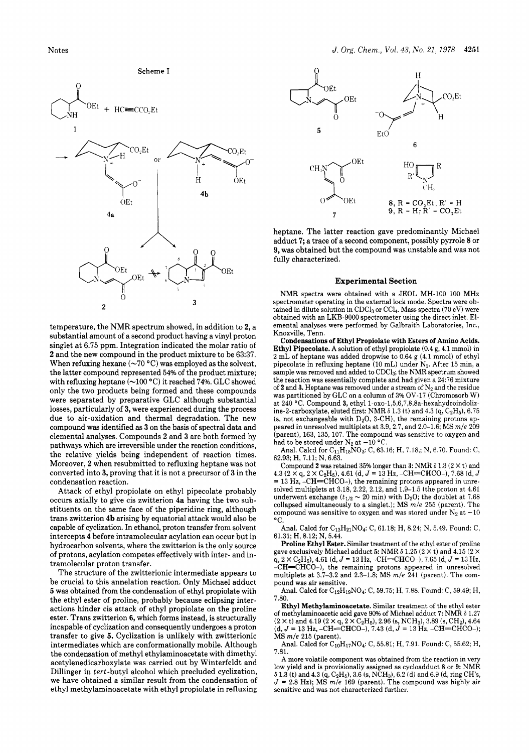Scheme I

temperature, the NMR spectrum showed, in addition to **2**, a substantial amount of a second product having a vinyl proton singlet at 6.75 ppm. Integration indicated the molar ratio of **2** and the new compound in the product mixture to be 63:37. When refluxing hexane (~70 °C) was employed as the solvent, the latter compound represented 54% of the product mixture; with refluxing heptane (~100 °C) it reached 74%. GLC showed only the two products being formed and these compounds were separated by preparative GLC although substantial losses, particularly of **3**, were experienced during the process due to air-oxidation and thermal degradation. The new compound was identified as **3** on the basis of spectral data and elemental analyses. Compounds **2** and **3** are both formed by pathways which are irreversible under the reaction conditions, the relative yields being independent of reaction times. Moreover, **2** when resubmitted to refluxing heptane was not converted into **3**, proving that it is not a precursor of **3** in the condensation reaction.

Attack of ethyl propiolate on ethyl pipecolate probably occurs axially to give cis zwitterion **4a** having the two substituents on the same face of the piperidine ring, although trans zwitterion **4b** arising by equatorial attack would also be capable of cyclization. In ethanol, proton transfer from solvent intercepts **4** before intramolecular acylation can occur but in hydrocarbon solvents, where the zwitterion is the only source of protons, acylation competes effectively with inter- and intramolecular proton transfer.

The structure of the zwitterionic intermediate appears to be crucial to this annelation reaction. Only Michael adduct **5** was obtained from the condensation of ethyl propiolate with the ethyl ester of proline, probably because eclipsing interactions hinder cis attack of ethyl propiolate on the proline ester. Trans zwitterion **6**, which forms instead, is structurally incapable of cyclization and consequently undergoes a proton transfer to give **5**. Cyclization is unlikely with zwitterionic intermediates which are conformationally mobile. Although the condensation of methyl ethylaminoacetate with dimethyl acetylenedicarboxylate was carried out by Winterfeldt and Dillinger in *tert*-butyl alcohol which precluded cyclization, we have obtained a similar result from the condensation of ethyl methylaminoacetate with ethyl propiolate in refluxing heptane. The latter reaction gave predominantly Michael adduct **7**; a trace of a second component, possibly pyrrole **8** or **9**, was obtained but the compound was unstable and was not fully characterized.

**8**, R = $CO_2Et$; R′ = H
**9**, R = H; R′ = $CO_2Et$

## Experimental Section

NMR spectra were obtained with a JEOL MH-100 100 MHz spectrometer operating in the external lock mode. Spectra were obtained in dilute solution in $CDCl_3$ or $CCl_4$. Mass spectra (70 eV) were obtained with an LKB-9000 spectrometer using the direct inlet. Elemental analyses were performed by Galbraith Laboratories, Inc., Knoxville, Tenn.

**Condensations of Ethyl Propiolate with Esters of Amino Acids. Ethyl Pipecolate.** A solution of ethyl propiolate (0.4 g, 4.1 mmol) in 2 mL of heptane was added dropwise to 0.64 g (4.1 mmol) of ethyl pipecolate in refluxing heptane (10 mL) under $N_2$. After 15 min, a sample was removed and added to $CDCl_3$; the NMR spectrum showed the reaction was essentially complete and had given a 24:76 mixture of **2** and **3**. Heptane was removed under a stream of $N_2$ and the residue was partitioned by GLC on a column of 3% OV-17 (Chromosorb W) at 240 °C. Compound **3**, ethyl 1-oxo-1,5,6,7,8,8a-hexahydroindolizine-2-carboxylate, eluted first: NMR δ 1.3 (t) and 4.3 (q, $C_2H_5$), 6.75 (s, not exchangeable with $D_2O$, 3-CH), the remaining protons appeared in unresolved multiplets at 3.9, 2.7, and 2.0–1.6; MS *m/e* 209 (parent), 163, 135, 107. The compound was sensitive to oxygen and had to be stored under $N_2$ at −10 °C.

Anal. Calcd for $C_{11}H_{15}NO_3$: C, 63.16; H, 7.18,; N, 6.70. Found: C, 62.93; H, 7.11; N, 6.63.

Compound **2** was retained 35% longer than **3**: NMR δ 1.3 (2 × t) and 4.3 (2 × q, 2 × $C_2H_5$), 4.61 (d, *J* = 13 Hz, –CH=CHCO–), 7.68 (d, *J* = 13 Hz, –CH=CHCO–), the remaining protons appeared in unresolved multiplets at 3.18, 2.22, 2.12, and 1.9–1.5 (the proton at 4.61 underwent exchange ($t_{1/2}$ ~ 20 min) with $D_2O$; the doublet at 7.68 collapsed simultaneously to a singlet.); MS *m/e* 255 (parent). The compound was sensitive to oxygen and was stored under $N_2$ at −10 °C.

Anal. Calcd for $C_{13}H_{21}NO_4$: C, 61.18; H, 8.24; N, 5.49. Found: C, 61.31; H, 8.12; N, 5.44.

**Proline Ethyl Ester.** Similar treatment of the ethyl ester of proline gave exclusively Michael adduct **5**: NMR δ 1.25 (2 × t) and 4.15 (2 × q, 2 × $C_2H_5$), 4.61 (d, *J* = 13 Hz, –CH=CHCO–), 7.65 (d, *J* = 13 Hz, –CH=CHCO–), the remaining protons appeared in unresolved multiplets at 3.7–3.2 and 2.3–1.8; MS *m/e* 241 (parent). The compound was air sensitive.

Anal. Calcd for $C_{12}H_{19}NO_4$: C, 59.75; H, 7.88. Found: C, 59.49; H, 7.80.

**Ethyl Methylaminoacetate.** Similar treatment of the ethyl ester of methylaminoacetic acid gave 90% of Michael adduct **7**: NMR δ 1.27 (2 × t) and 4.19 (2 × q, 2 × $C_2H_5$), 2.96 (s, $NCH_3$), 3.89 (s, $CH_2$), 4.64 (d, *J* = 13 Hz, –CH=CHCO–), 7.43 (d, *J* = 13 Hz, –CH=CHCO–); MS *m/e* 215 (parent).

Anal. Calcd for $C_{10}H_{17}NO_4$: C, 55.81; H, 7.91. Found: C, 55.62; H, 7.81.

A more volatile component was obtained from the reaction in very low yield and is provisionally assigned as cycloadduct **8** or **9**: NMR δ 1.3 (t) and 4.3 (q, $C_2H_5$), 3.6 (s, $NCH_3$), 6.2 (d) and 6.9 (d, ring CH's, *J* = 2.8 Hz); MS *m/e* 169 (parent). The compound was highly air sensitive and was not characterized further.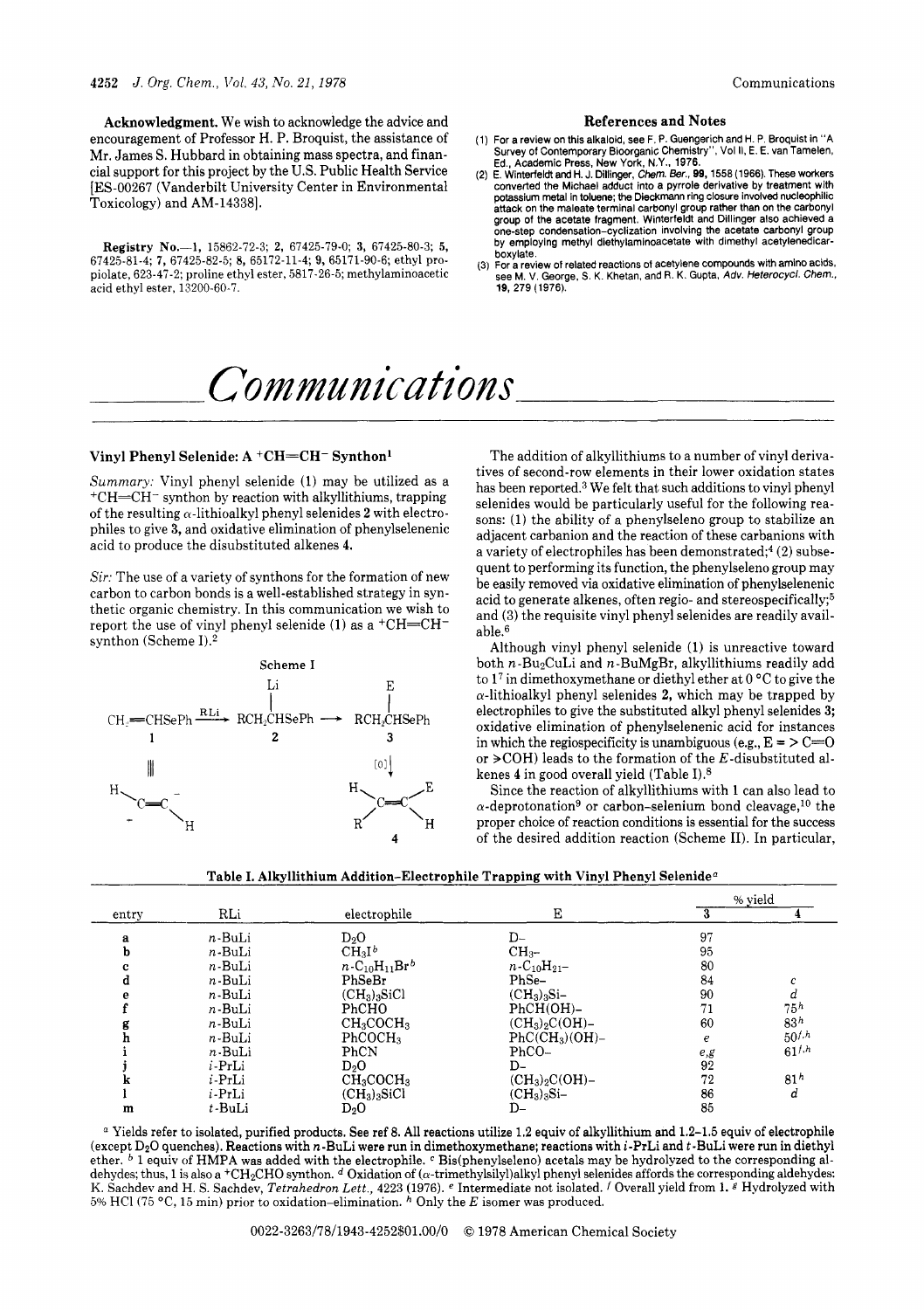**Acknowledgment.** We wish to acknowledge the advice and encouragement of Professor H. P. Broquist, the assistance of Mr. James S. Hubbard in obtaining mass spectra, and financial support for this project by the U.S. Public Health Service [ES-00267 (Vanderbilt University Center in Environmental Toxicology) and AM-14338].

**Registry No.**—1, 15862-72-3; 2, 67425-79-0; 3, 67425-80-3; 5, 67425-81-4; 7, 67425-82-5; 8, 65172-11-4; 9, 65171-90-6; ethyl propiolate, 623-47-2; proline ethyl ester, 5817-26-5; methylaminoacetic acid ethyl ester, 13200-60-7.

## References and Notes

(1) For a review on this alkaloid, see F. P. Guengerich and H. P. Broquist in "A Survey of Contemporary Bioorganic Chemistry", Vol II, E. E. van Tamelen, Ed., Academic Press, New York, N.Y., 1976.

(2) E. Winterfeldt and H. J. Dillinger, *Chem. Ber.*, **99**, 1558 (1966). These workers converted the Michael adduct into a pyrrole derivative by treatment with potassium metal in toluene; the Dieckmann ring closure involved nucleophilic attack on the maleate terminal carbonyl group rather than on the carbonyl group of the acetate fragment. Winterfeldt and Dillinger also achieved a one-step condensation-cyclization involving the acetate carbonyl group by employing methyl diethylaminoacetate with dimethyl acetylenedicarboxylate.

(3) For a review of related reactions of acetylene compounds with amino acids, see M. V. George, S. K. Khetan, and R. K. Gupta, *Adv. Heterocycl. Chem.*, **19**, 279 (1976).

# Communications

## Vinyl Phenyl Selenide: A $^{+}CH{=}CH^{-}$ Synthon[1]

*Summary:* Vinyl phenyl selenide (1) may be utilized as a $^{+}CH{=}CH^{-}$ synthon by reaction with alkyllithiums, trapping of the resulting α-lithioalkyl phenyl selenides 2 with electrophiles to give 3, and oxidative elimination of phenylselenenic acid to produce the disubstituted alkenes 4.

*Sir:* The use of a variety of synthons for the formation of new carbon to carbon bonds is a well-established strategy in synthetic organic chemistry. In this communication we wish to report the use of vinyl phenyl selenide (1) as a $^{+}CH{=}CH^{-}$ synthon (Scheme I).[2]

Scheme I

$$CH_2{=}CHSePh \xrightarrow{RLi} RCH_2CH(Li)SePh \;(\mathbf{2}) \longrightarrow RCH_2CH(E)SePh \;(\mathbf{3})$$

$$\mathbf{1} \equiv {}^{-}HC{=}CH^{+} \qquad \mathbf{3} \xrightarrow{[O]} (E)\text{-}RCH{=}CHE \;(\mathbf{4})$$

The addition of alkyllithiums to a number of vinyl derivatives of second-row elements in their lower oxidation states has been reported.[3] We felt that such additions to vinyl phenyl selenides would be particularly useful for the following reasons: (1) the ability of a phenylseleno group to stabilize an adjacent carbanion and the reaction of these carbanions with a variety of electrophiles has been demonstrated;[4] (2) subsequent to performing its function, the phenylseleno group may be easily removed via oxidative elimination of phenylselenenic acid to generate alkenes, often regio- and stereospecifically;[5] and (3) the requisite vinyl phenyl selenides are readily available.[6]

Although vinyl phenyl selenide (1) is unreactive toward both $n$-$Bu_2CuLi$ and $n$-BuMgBr, alkyllithiums readily add to 1[7] in dimethoxymethane or diethyl ether at 0 °C to give the α-lithioalkyl phenyl selenides 2, which may be trapped by electrophiles to give the substituted alkyl phenyl selenides 3; oxidative elimination of phenylselenenic acid for instances in which the regiospecificity is unambiguous (e.g., E = >C=O or >COH) leads to the formation of the *E*-disubstituted alkenes 4 in good overall yield (Table I).[8]

Since the reaction of alkyllithiums with 1 can also lead to α-deprotonation[9] or carbon-selenium bond cleavage,[10] the proper choice of reaction conditions is essential for the success of the desired addition reaction (Scheme II). In particular,

**Table I. Alkyllithium Addition-Electrophile Trapping with Vinyl Phenyl Selenide**[a]

| entry | RLi | electrophile | E | % yield 3 | % yield 4 |
|---|---|---|---|---|---|
| a | $n$-BuLi | $D_2O$ | D– | 97 | |
| b | $n$-BuLi | $CH_3I$[b] | $CH_3$– | 95 | |
| c | $n$-BuLi | $n$-$C_{10}H_{21}Br$[b] | $n$-$C_{10}H_{21}$– | 80 | |
| d | $n$-BuLi | PhSeBr | PhSe– | 84 | c |
| e | $n$-BuLi | $(CH_3)_3SiCl$ | $(CH_3)_3Si$– | 90 | d |
| f | $n$-BuLi | PhCHO | PhCH(OH)– | 71 | 75[h] |
| g | $n$-BuLi | $CH_3COCH_3$ | $(CH_3)_2C(OH)$– | 60 | 83[h] |
| h | $n$-BuLi | $PhCOCH_3$ | $PhC(CH_3)(OH)$– | e | 50[f,h] |
| i | $n$-BuLi | PhCN | PhCO– | e,g | 61[f,h] |
| j | $i$-PrLi | $D_2O$ | D– | 92 | |
| k | $i$-PrLi | $CH_3COCH_3$ | $(CH_3)_2C(OH)$– | 72 | 81[h] |
| l | $i$-PrLi | $(CH_3)_3SiCl$ | $(CH_3)_3Si$– | 86 | d |
| m | $t$-BuLi | $D_2O$ | D– | 85 | |

[a] Yields refer to isolated, purified products. See ref 8. All reactions utilize 1.2 equiv of alkyllithium and 1.2–1.5 equiv of electrophile (except $D_2O$ quenches). Reactions with $n$-BuLi were run in dimethoxymethane; reactions with $i$-PrLi and $t$-BuLi were run in diethyl ether. [b] 1 equiv of HMPA was added with the electrophile. [c] Bis(phenylseleno) acetals may be hydrolyzed to the corresponding aldehydes; thus, 1 is also a $^{+}CH_2CHO$ synthon. [d] Oxidation of (α-trimethylsilyl)alkyl phenyl selenides affords the corresponding aldehydes: K. Sachdev and H. S. Sachdev, *Tetrahedron Lett.*, 4223 (1976). [e] Intermediate not isolated. [f] Overall yield from 1. [g] Hydrolyzed with 5% HCl (75 °C, 15 min) prior to oxidation-elimination. [h] Only the *E* isomer was produced.

0022-3263/78/1943-4252$01.00/0 © 1978 American Chemical Society